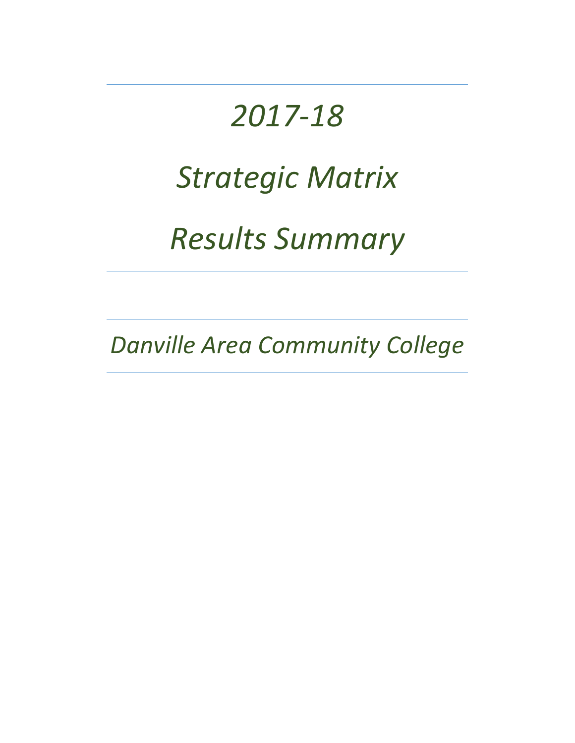# *2017-18*

# *Strategic Matrix*

# *Results Summary*

---

## *Danville Area Community College*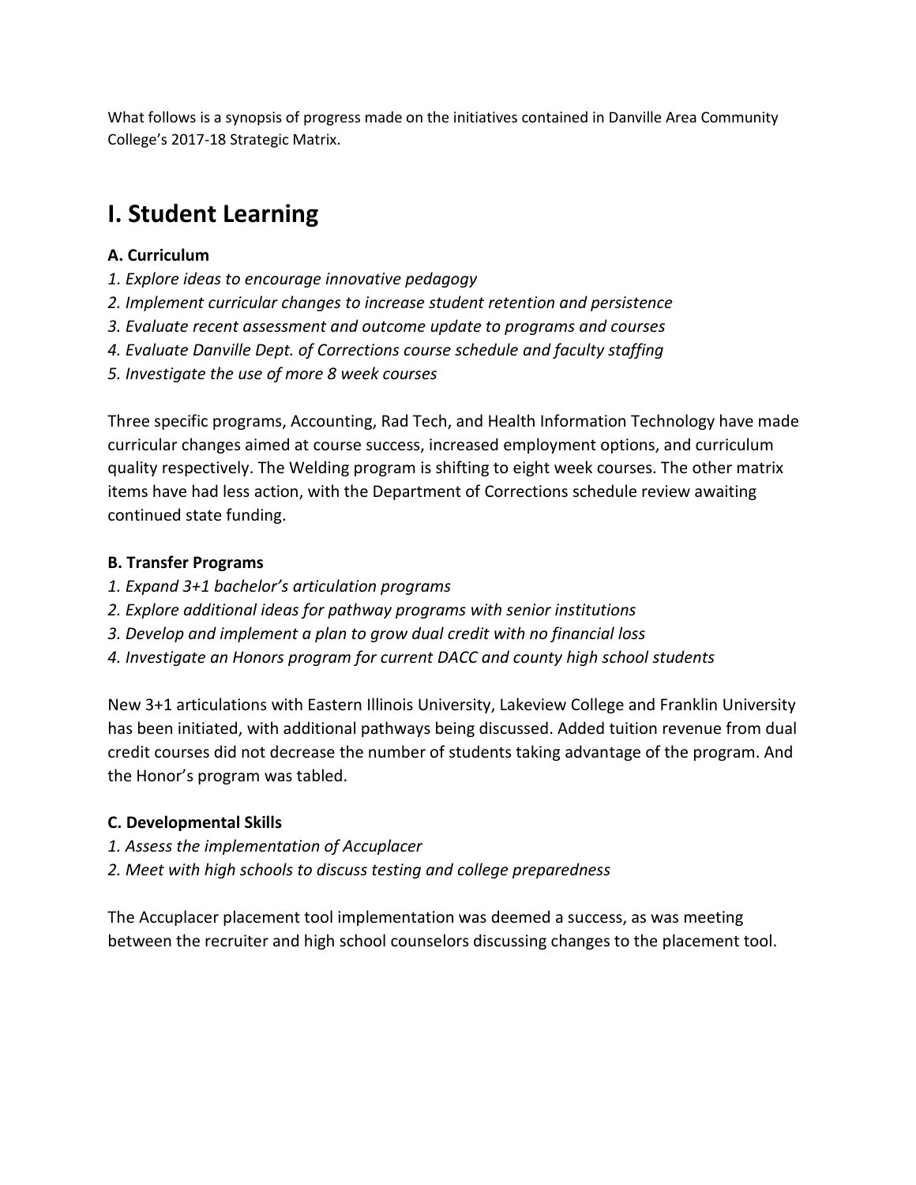What follows is a synopsis of progress made on the initiatives contained in Danville Area Community College's 2017-18 Strategic Matrix.

# I. Student Learning

**A. Curriculum**

*1. Explore ideas to encourage innovative pedagogy*
*2. Implement curricular changes to increase student retention and persistence*
*3. Evaluate recent assessment and outcome update to programs and courses*
*4. Evaluate Danville Dept. of Corrections course schedule and faculty staffing*
*5. Investigate the use of more 8 week courses*

Three specific programs, Accounting, Rad Tech, and Health Information Technology have made curricular changes aimed at course success, increased employment options, and curriculum quality respectively. The Welding program is shifting to eight week courses. The other matrix items have had less action, with the Department of Corrections schedule review awaiting continued state funding.

**B. Transfer Programs**

*1. Expand 3+1 bachelor's articulation programs*
*2. Explore additional ideas for pathway programs with senior institutions*
*3. Develop and implement a plan to grow dual credit with no financial loss*
*4. Investigate an Honors program for current DACC and county high school students*

New 3+1 articulations with Eastern Illinois University, Lakeview College and Franklin University has been initiated, with additional pathways being discussed. Added tuition revenue from dual credit courses did not decrease the number of students taking advantage of the program. And the Honor's program was tabled.

**C. Developmental Skills**

*1. Assess the implementation of Accuplacer*
*2. Meet with high schools to discuss testing and college preparedness*

The Accuplacer placement tool implementation was deemed a success, as was meeting between the recruiter and high school counselors discussing changes to the placement tool.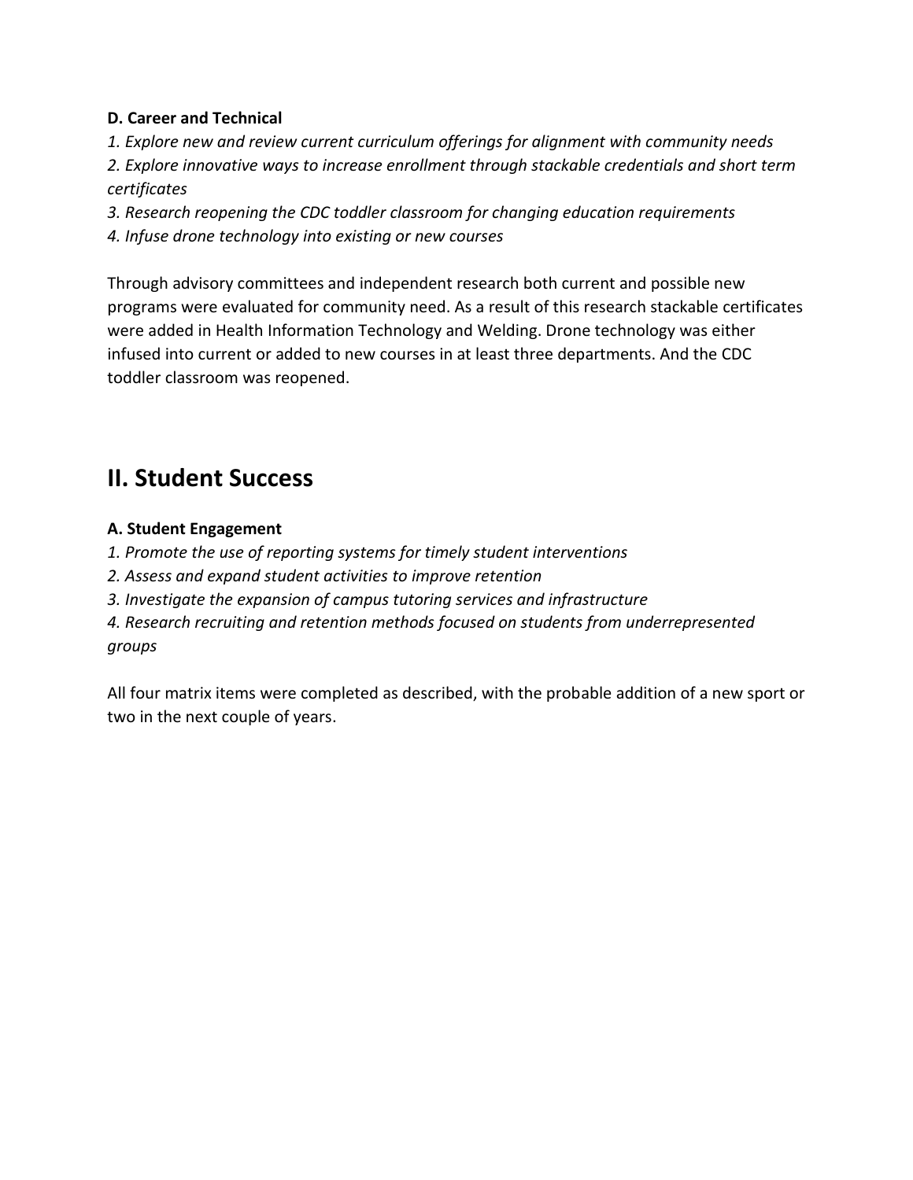**D. Career and Technical**

*1. Explore new and review current curriculum offerings for alignment with community needs*

*2. Explore innovative ways to increase enrollment through stackable credentials and short term certificates*

*3. Research reopening the CDC toddler classroom for changing education requirements*

*4. Infuse drone technology into existing or new courses*

Through advisory committees and independent research both current and possible new programs were evaluated for community need. As a result of this research stackable certificates were added in Health Information Technology and Welding. Drone technology was either infused into current or added to new courses in at least three departments. And the CDC toddler classroom was reopened.

## II. Student Success

**A. Student Engagement**

*1. Promote the use of reporting systems for timely student interventions*

*2. Assess and expand student activities to improve retention*

*3. Investigate the expansion of campus tutoring services and infrastructure*

*4. Research recruiting and retention methods focused on students from underrepresented groups*

All four matrix items were completed as described, with the probable addition of a new sport or two in the next couple of years.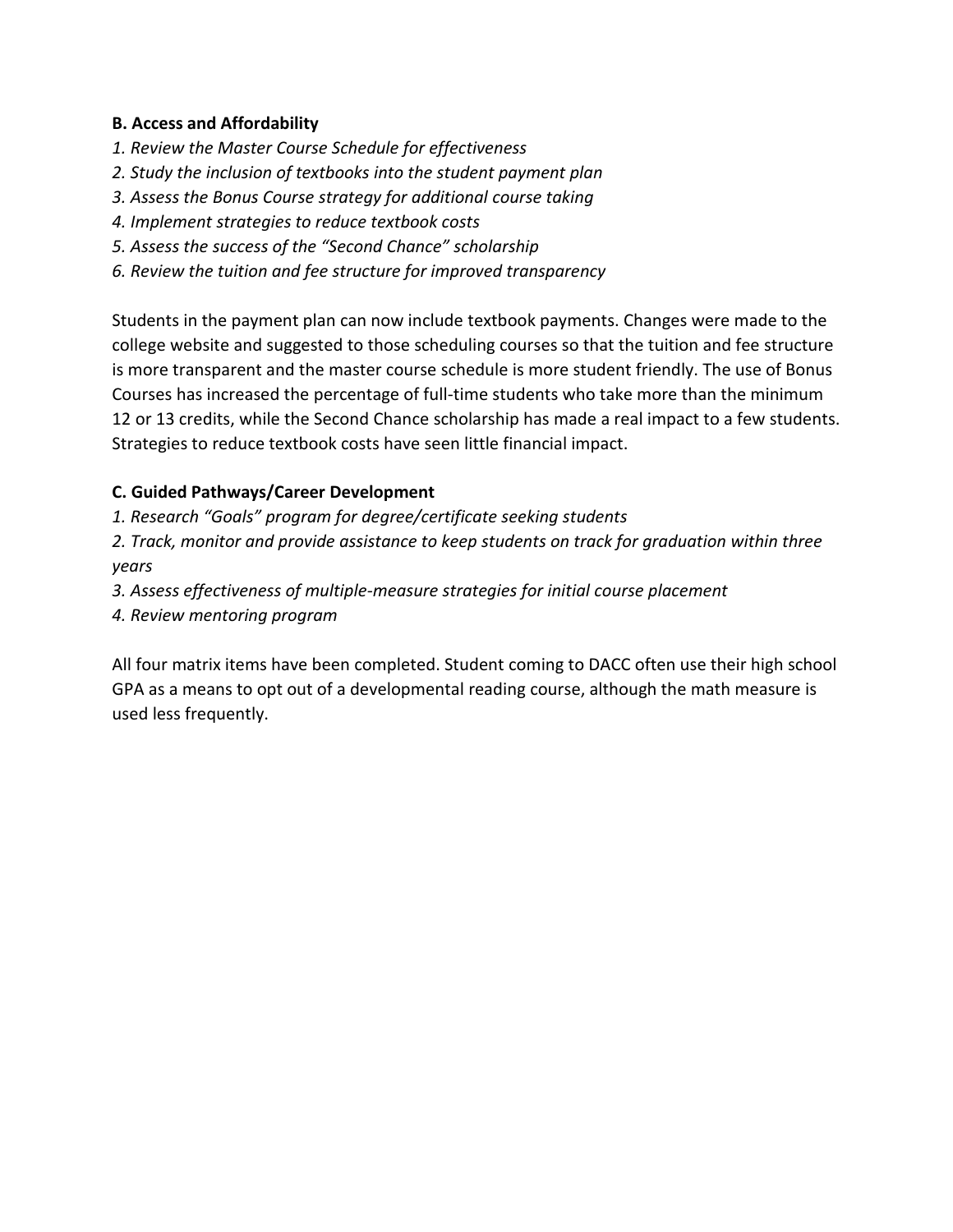**B. Access and Affordability**

*1. Review the Master Course Schedule for effectiveness*
*2. Study the inclusion of textbooks into the student payment plan*
*3. Assess the Bonus Course strategy for additional course taking*
*4. Implement strategies to reduce textbook costs*
*5. Assess the success of the "Second Chance" scholarship*
*6. Review the tuition and fee structure for improved transparency*

Students in the payment plan can now include textbook payments. Changes were made to the college website and suggested to those scheduling courses so that the tuition and fee structure is more transparent and the master course schedule is more student friendly. The use of Bonus Courses has increased the percentage of full-time students who take more than the minimum 12 or 13 credits, while the Second Chance scholarship has made a real impact to a few students. Strategies to reduce textbook costs have seen little financial impact.

**C. Guided Pathways/Career Development**

*1. Research "Goals" program for degree/certificate seeking students*
*2. Track, monitor and provide assistance to keep students on track for graduation within three years*
*3. Assess effectiveness of multiple-measure strategies for initial course placement*
*4. Review mentoring program*

All four matrix items have been completed. Student coming to DACC often use their high school GPA as a means to opt out of a developmental reading course, although the math measure is used less frequently.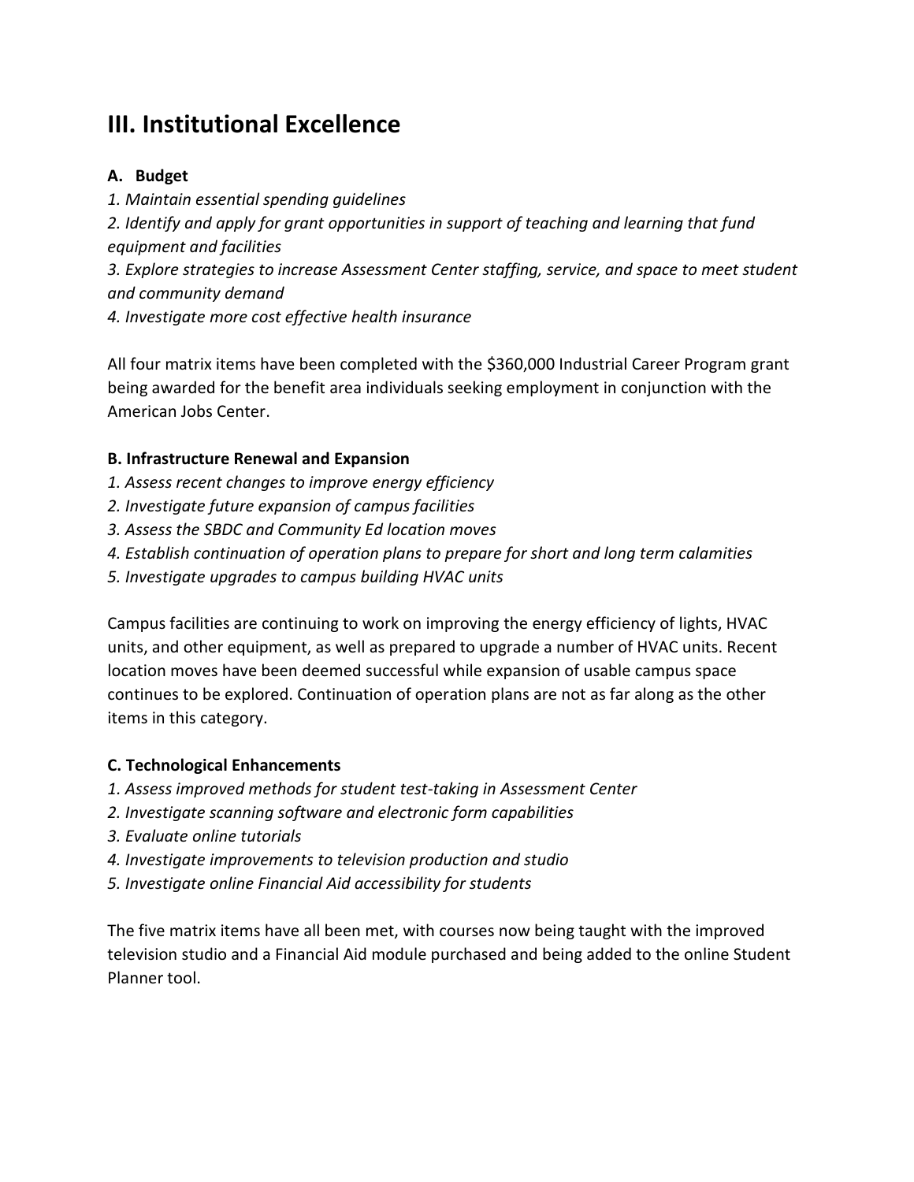## III. Institutional Excellence

### A. Budget

*1. Maintain essential spending guidelines*

*2. Identify and apply for grant opportunities in support of teaching and learning that fund equipment and facilities*

*3. Explore strategies to increase Assessment Center staffing, service, and space to meet student and community demand*

*4. Investigate more cost effective health insurance*

All four matrix items have been completed with the $360,000 Industrial Career Program grant being awarded for the benefit area individuals seeking employment in conjunction with the American Jobs Center.

### B. Infrastructure Renewal and Expansion

*1. Assess recent changes to improve energy efficiency*

*2. Investigate future expansion of campus facilities*

*3. Assess the SBDC and Community Ed location moves*

*4. Establish continuation of operation plans to prepare for short and long term calamities*

*5. Investigate upgrades to campus building HVAC units*

Campus facilities are continuing to work on improving the energy efficiency of lights, HVAC units, and other equipment, as well as prepared to upgrade a number of HVAC units. Recent location moves have been deemed successful while expansion of usable campus space continues to be explored. Continuation of operation plans are not as far along as the other items in this category.

### C. Technological Enhancements

*1. Assess improved methods for student test-taking in Assessment Center*

*2. Investigate scanning software and electronic form capabilities*

*3. Evaluate online tutorials*

*4. Investigate improvements to television production and studio*

*5. Investigate online Financial Aid accessibility for students*

The five matrix items have all been met, with courses now being taught with the improved television studio and a Financial Aid module purchased and being added to the online Student Planner tool.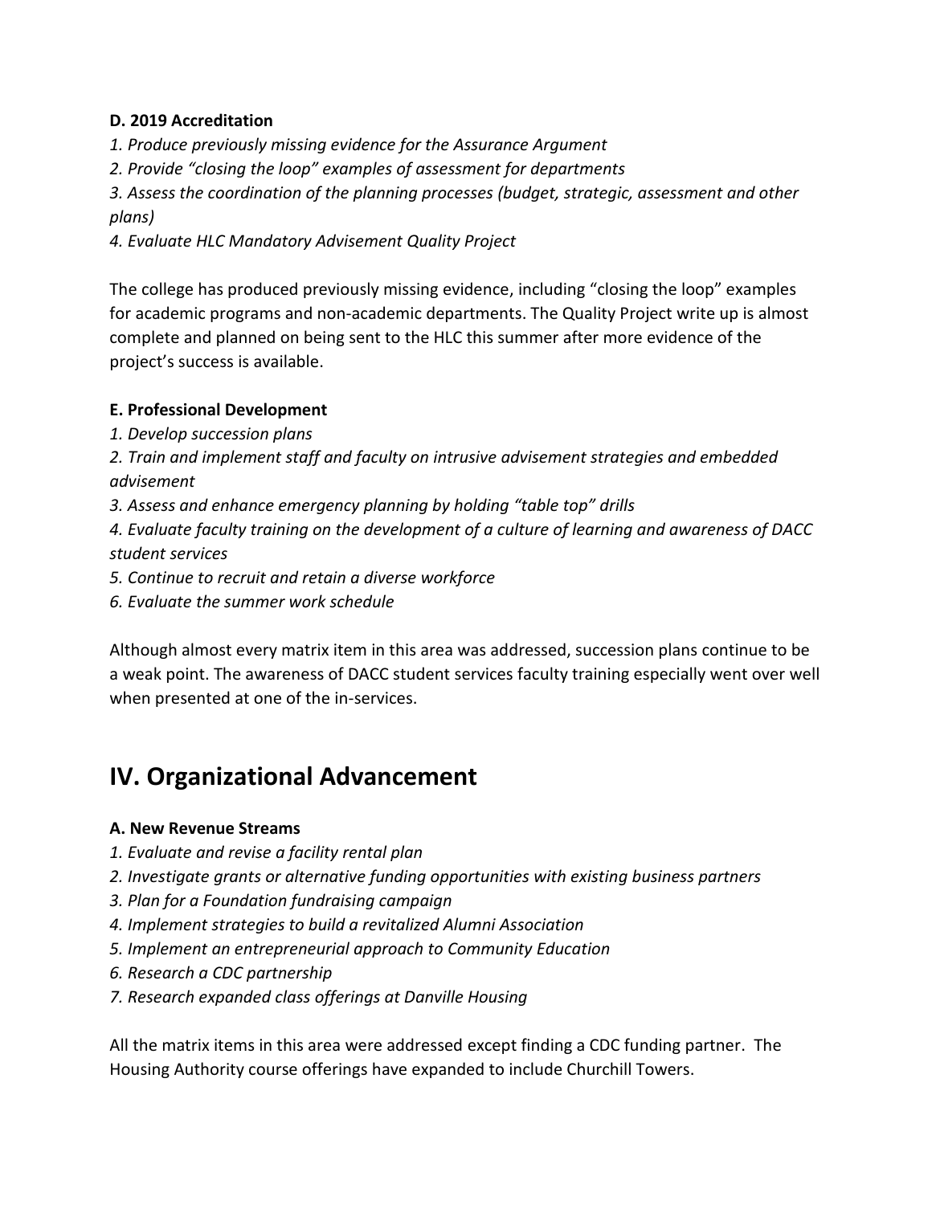**D. 2019 Accreditation**

*1. Produce previously missing evidence for the Assurance Argument*
*2. Provide "closing the loop" examples of assessment for departments*
*3. Assess the coordination of the planning processes (budget, strategic, assessment and other plans)*
*4. Evaluate HLC Mandatory Advisement Quality Project*

The college has produced previously missing evidence, including "closing the loop" examples for academic programs and non-academic departments. The Quality Project write up is almost complete and planned on being sent to the HLC this summer after more evidence of the project's success is available.

**E. Professional Development**

*1. Develop succession plans*
*2. Train and implement staff and faculty on intrusive advisement strategies and embedded advisement*
*3. Assess and enhance emergency planning by holding "table top" drills*
*4. Evaluate faculty training on the development of a culture of learning and awareness of DACC student services*
*5. Continue to recruit and retain a diverse workforce*
*6. Evaluate the summer work schedule*

Although almost every matrix item in this area was addressed, succession plans continue to be a weak point. The awareness of DACC student services faculty training especially went over well when presented at one of the in-services.

# IV. Organizational Advancement

**A. New Revenue Streams**

*1. Evaluate and revise a facility rental plan*
*2. Investigate grants or alternative funding opportunities with existing business partners*
*3. Plan for a Foundation fundraising campaign*
*4. Implement strategies to build a revitalized Alumni Association*
*5. Implement an entrepreneurial approach to Community Education*
*6. Research a CDC partnership*
*7. Research expanded class offerings at Danville Housing*

All the matrix items in this area were addressed except finding a CDC funding partner. The Housing Authority course offerings have expanded to include Churchill Towers.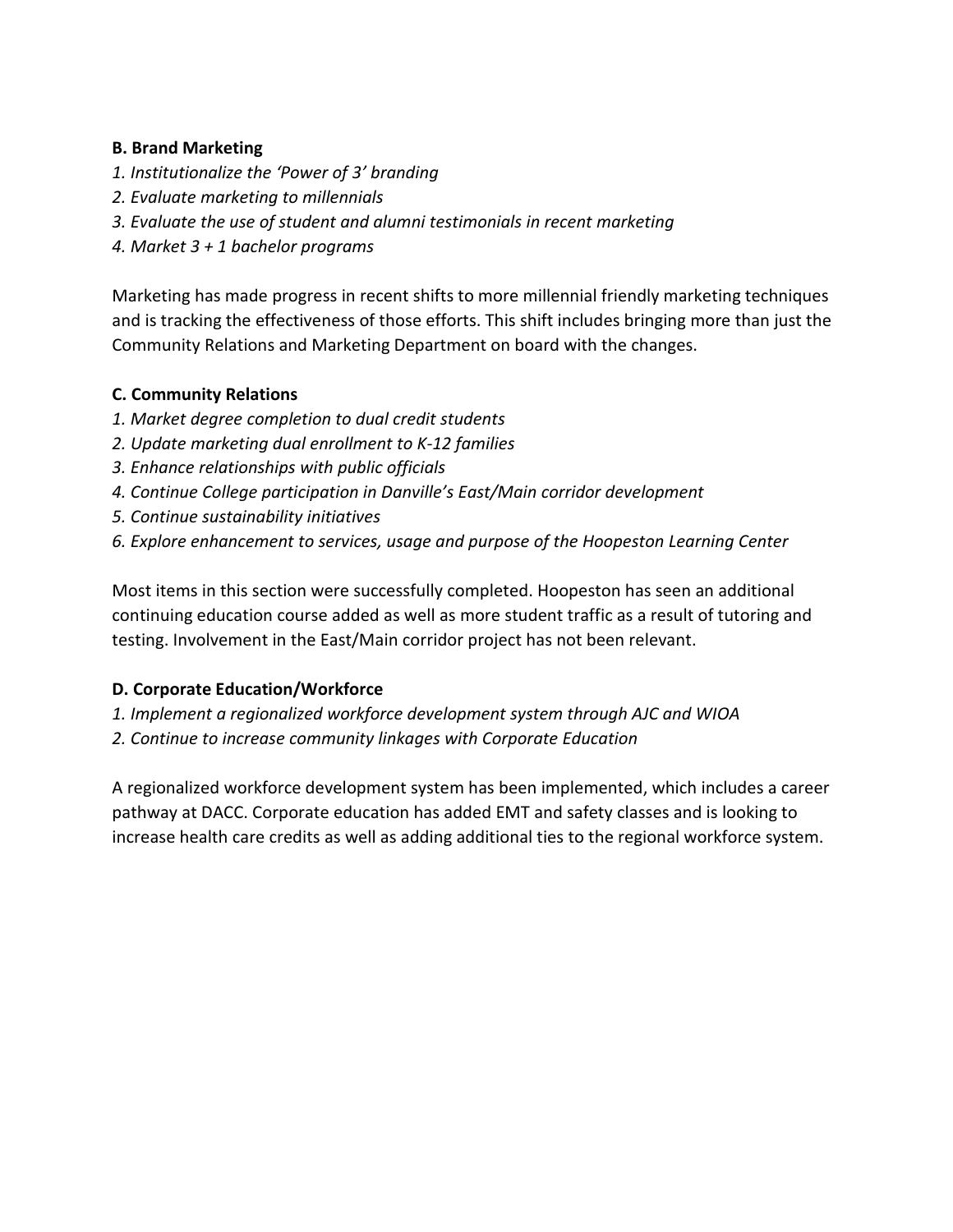**B. Brand Marketing**

*1. Institutionalize the 'Power of 3' branding*
*2. Evaluate marketing to millennials*
*3. Evaluate the use of student and alumni testimonials in recent marketing*
*4. Market 3 + 1 bachelor programs*

Marketing has made progress in recent shifts to more millennial friendly marketing techniques and is tracking the effectiveness of those efforts. This shift includes bringing more than just the Community Relations and Marketing Department on board with the changes.

**C. Community Relations**

*1. Market degree completion to dual credit students*
*2. Update marketing dual enrollment to K-12 families*
*3. Enhance relationships with public officials*
*4. Continue College participation in Danville's East/Main corridor development*
*5. Continue sustainability initiatives*
*6. Explore enhancement to services, usage and purpose of the Hoopeston Learning Center*

Most items in this section were successfully completed. Hoopeston has seen an additional continuing education course added as well as more student traffic as a result of tutoring and testing. Involvement in the East/Main corridor project has not been relevant.

**D. Corporate Education/Workforce**

*1. Implement a regionalized workforce development system through AJC and WIOA*
*2. Continue to increase community linkages with Corporate Education*

A regionalized workforce development system has been implemented, which includes a career pathway at DACC. Corporate education has added EMT and safety classes and is looking to increase health care credits as well as adding additional ties to the regional workforce system.